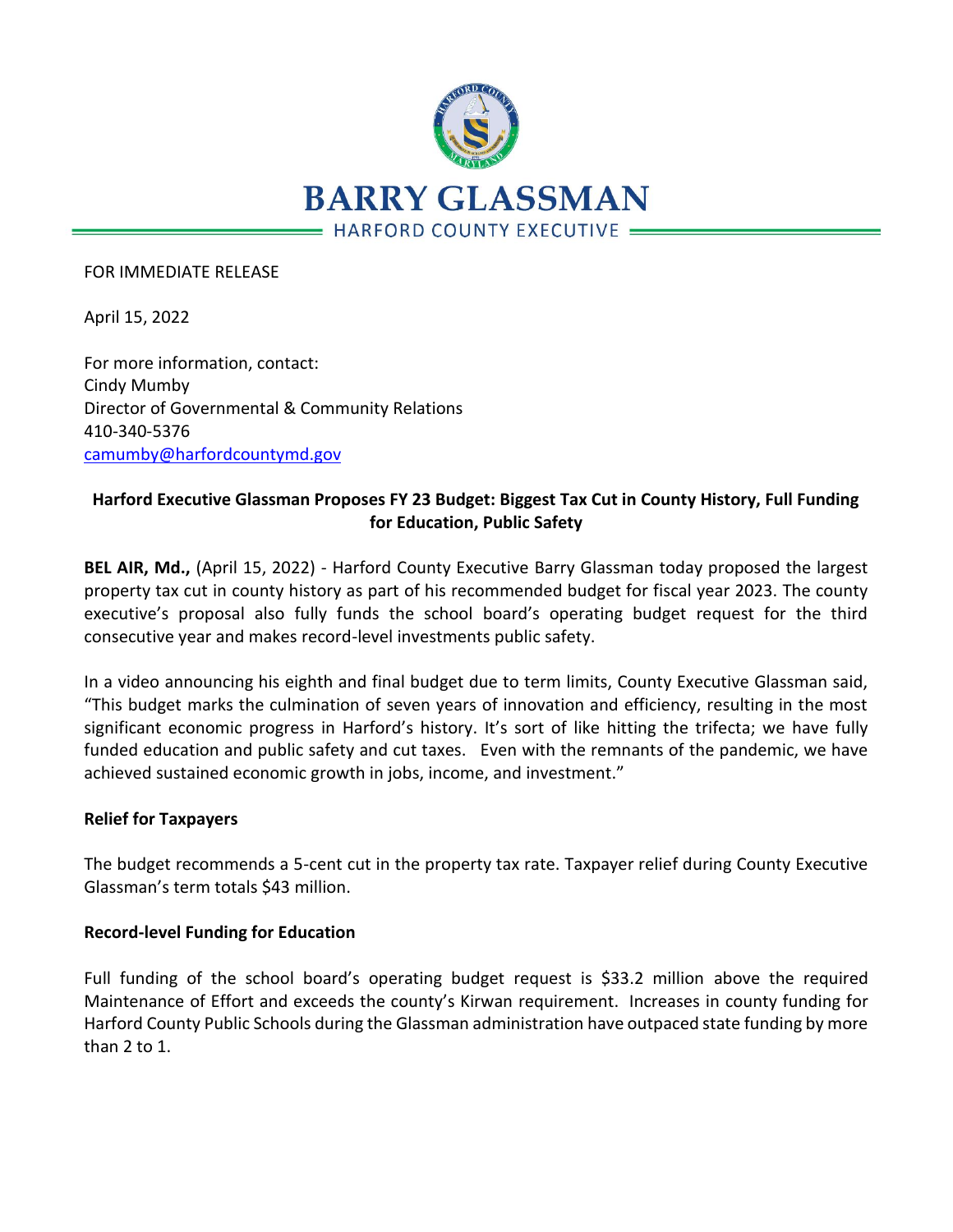# BARRY GLASSMAN

HARFORD COUNTY EXECUTIVE

FOR IMMEDIATE RELEASE

April 15, 2022

For more information, contact:
Cindy Mumby
Director of Governmental & Community Relations
410-340-5376
camumby@harfordcountymd.gov

## Harford Executive Glassman Proposes FY 23 Budget: Biggest Tax Cut in County History, Full Funding for Education, Public Safety

**BEL AIR, Md.,** (April 15, 2022) - Harford County Executive Barry Glassman today proposed the largest property tax cut in county history as part of his recommended budget for fiscal year 2023. The county executive's proposal also fully funds the school board's operating budget request for the third consecutive year and makes record-level investments public safety.

In a video announcing his eighth and final budget due to term limits, County Executive Glassman said, "This budget marks the culmination of seven years of innovation and efficiency, resulting in the most significant economic progress in Harford's history. It's sort of like hitting the trifecta; we have fully funded education and public safety and cut taxes. Even with the remnants of the pandemic, we have achieved sustained economic growth in jobs, income, and investment."

### Relief for Taxpayers

The budget recommends a 5-cent cut in the property tax rate. Taxpayer relief during County Executive Glassman's term totals $43 million.

### Record-level Funding for Education

Full funding of the school board's operating budget request is $33.2 million above the required Maintenance of Effort and exceeds the county's Kirwan requirement. Increases in county funding for Harford County Public Schools during the Glassman administration have outpaced state funding by more than 2 to 1.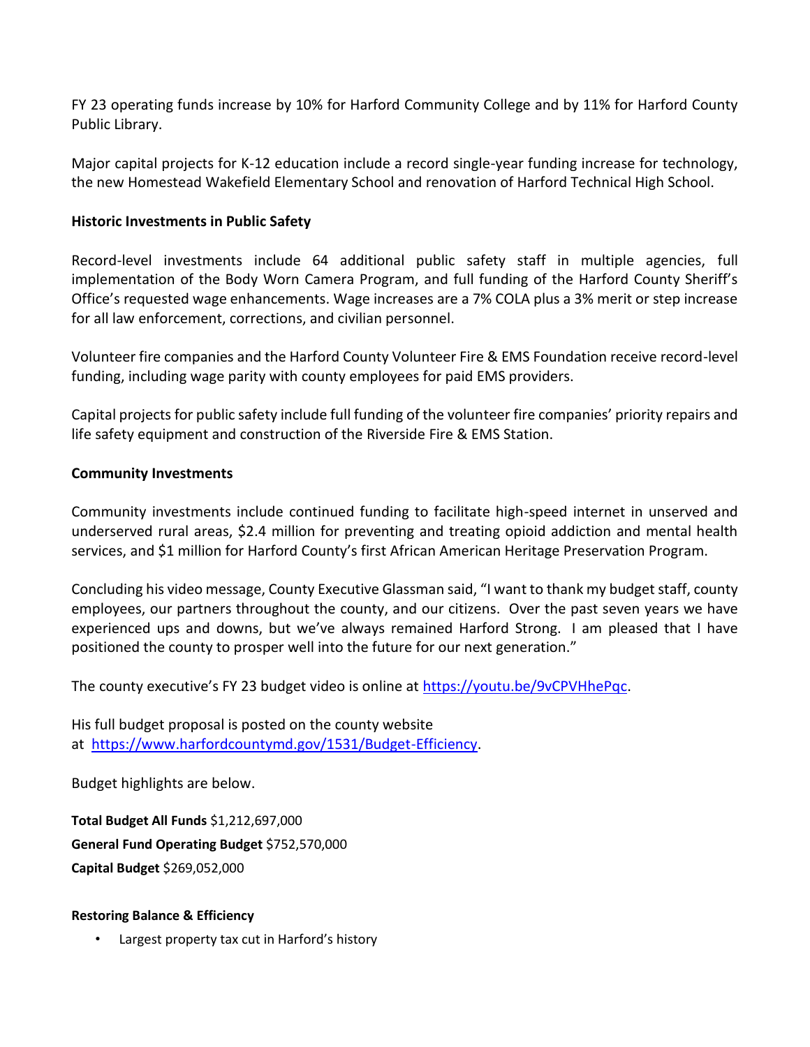FY 23 operating funds increase by 10% for Harford Community College and by 11% for Harford County Public Library.

Major capital projects for K-12 education include a record single-year funding increase for technology, the new Homestead Wakefield Elementary School and renovation of Harford Technical High School.

**Historic Investments in Public Safety**

Record-level investments include 64 additional public safety staff in multiple agencies, full implementation of the Body Worn Camera Program, and full funding of the Harford County Sheriff's Office's requested wage enhancements. Wage increases are a 7% COLA plus a 3% merit or step increase for all law enforcement, corrections, and civilian personnel.

Volunteer fire companies and the Harford County Volunteer Fire & EMS Foundation receive record-level funding, including wage parity with county employees for paid EMS providers.

Capital projects for public safety include full funding of the volunteer fire companies' priority repairs and life safety equipment and construction of the Riverside Fire & EMS Station.

**Community Investments**

Community investments include continued funding to facilitate high-speed internet in unserved and underserved rural areas, $2.4 million for preventing and treating opioid addiction and mental health services, and $1 million for Harford County's first African American Heritage Preservation Program.

Concluding his video message, County Executive Glassman said, "I want to thank my budget staff, county employees, our partners throughout the county, and our citizens. Over the past seven years we have experienced ups and downs, but we've always remained Harford Strong. I am pleased that I have positioned the county to prosper well into the future for our next generation."

The county executive's FY 23 budget video is online at https://youtu.be/9vCPVHhePqc.

His full budget proposal is posted on the county website at https://www.harfordcountymd.gov/1531/Budget-Efficiency.

Budget highlights are below.

**Total Budget All Funds** $1,212,697,000

**General Fund Operating Budget** $752,570,000

**Capital Budget** $269,052,000

**Restoring Balance & Efficiency**

- Largest property tax cut in Harford's history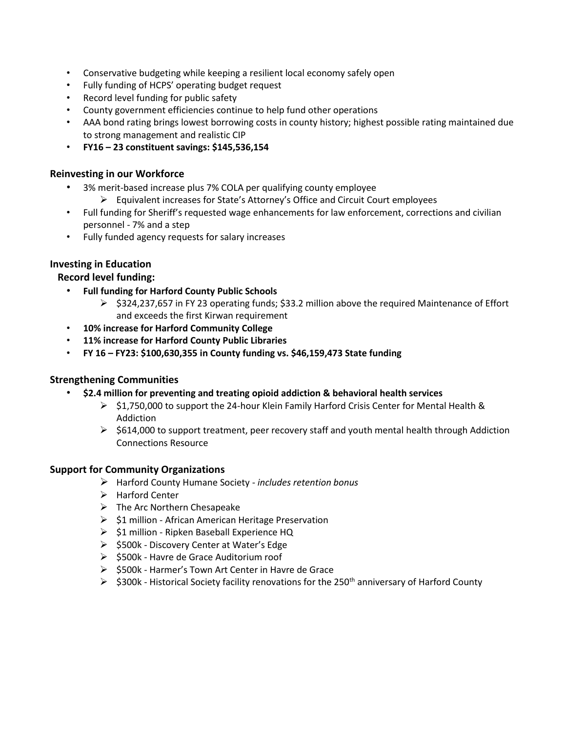- Conservative budgeting while keeping a resilient local economy safely open
- Fully funding of HCPS' operating budget request
- Record level funding for public safety
- County government efficiencies continue to help fund other operations
- AAA bond rating brings lowest borrowing costs in county history; highest possible rating maintained due to strong management and realistic CIP
- **FY16 – 23 constituent savings: $145,536,154**

### Reinvesting in our Workforce

- 3% merit-based increase plus 7% COLA per qualifying county employee
  - Equivalent increases for State's Attorney's Office and Circuit Court employees
- Full funding for Sheriff's requested wage enhancements for law enforcement, corrections and civilian personnel - 7% and a step
- Fully funded agency requests for salary increases

### Investing in Education

**Record level funding:**

- **Full funding for Harford County Public Schools**
  - $324,237,657 in FY 23 operating funds; $33.2 million above the required Maintenance of Effort and exceeds the first Kirwan requirement
- **10% increase for Harford Community College**
- **11% increase for Harford County Public Libraries**
- **FY 16 – FY23: $100,630,355 in County funding vs. $46,159,473 State funding**

### Strengthening Communities

- **$2.4 million for preventing and treating opioid addiction & behavioral health services**
  - $1,750,000 to support the 24-hour Klein Family Harford Crisis Center for Mental Health & Addiction
  - $614,000 to support treatment, peer recovery staff and youth mental health through Addiction Connections Resource

### Support for Community Organizations

- Harford County Humane Society - *includes retention bonus*
- Harford Center
- The Arc Northern Chesapeake
- $1 million - African American Heritage Preservation
- $1 million - Ripken Baseball Experience HQ
- $500k - Discovery Center at Water's Edge
- $500k - Havre de Grace Auditorium roof
- $500k - Harmer's Town Art Center in Havre de Grace
- $300k - Historical Society facility renovations for the 250th anniversary of Harford County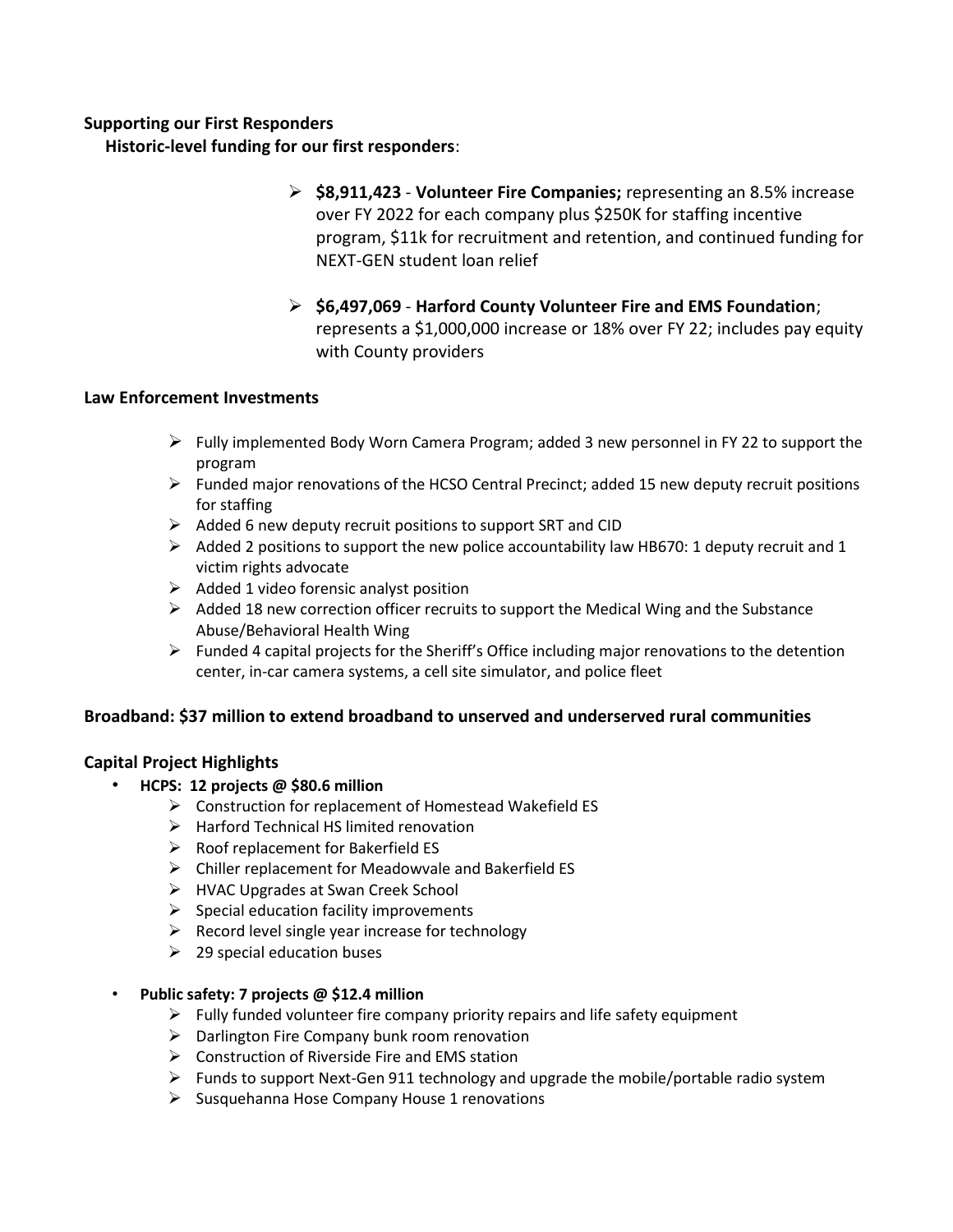**Supporting our First Responders**

**Historic-level funding for our first responders**:

- **$8,911,423** - **Volunteer Fire Companies;** representing an 8.5% increase over FY 2022 for each company plus $250K for staffing incentive program, $11k for recruitment and retention, and continued funding for NEXT-GEN student loan relief
- **$6,497,069** - **Harford County Volunteer Fire and EMS Foundation**; represents a $1,000,000 increase or 18% over FY 22; includes pay equity with County providers

**Law Enforcement Investments**

- Fully implemented Body Worn Camera Program; added 3 new personnel in FY 22 to support the program
- Funded major renovations of the HCSO Central Precinct; added 15 new deputy recruit positions for staffing
- Added 6 new deputy recruit positions to support SRT and CID
- Added 2 positions to support the new police accountability law HB670: 1 deputy recruit and 1 victim rights advocate
- Added 1 video forensic analyst position
- Added 18 new correction officer recruits to support the Medical Wing and the Substance Abuse/Behavioral Health Wing
- Funded 4 capital projects for the Sheriff's Office including major renovations to the detention center, in-car camera systems, a cell site simulator, and police fleet

**Broadband: $37 million to extend broadband to unserved and underserved rural communities**

**Capital Project Highlights**

- **HCPS: 12 projects @ $80.6 million**
  - Construction for replacement of Homestead Wakefield ES
  - Harford Technical HS limited renovation
  - Roof replacement for Bakerfield ES
  - Chiller replacement for Meadowvale and Bakerfield ES
  - HVAC Upgrades at Swan Creek School
  - Special education facility improvements
  - Record level single year increase for technology
  - 29 special education buses
- **Public safety: 7 projects @ $12.4 million**
  - Fully funded volunteer fire company priority repairs and life safety equipment
  - Darlington Fire Company bunk room renovation
  - Construction of Riverside Fire and EMS station
  - Funds to support Next-Gen 911 technology and upgrade the mobile/portable radio system
  - Susquehanna Hose Company House 1 renovations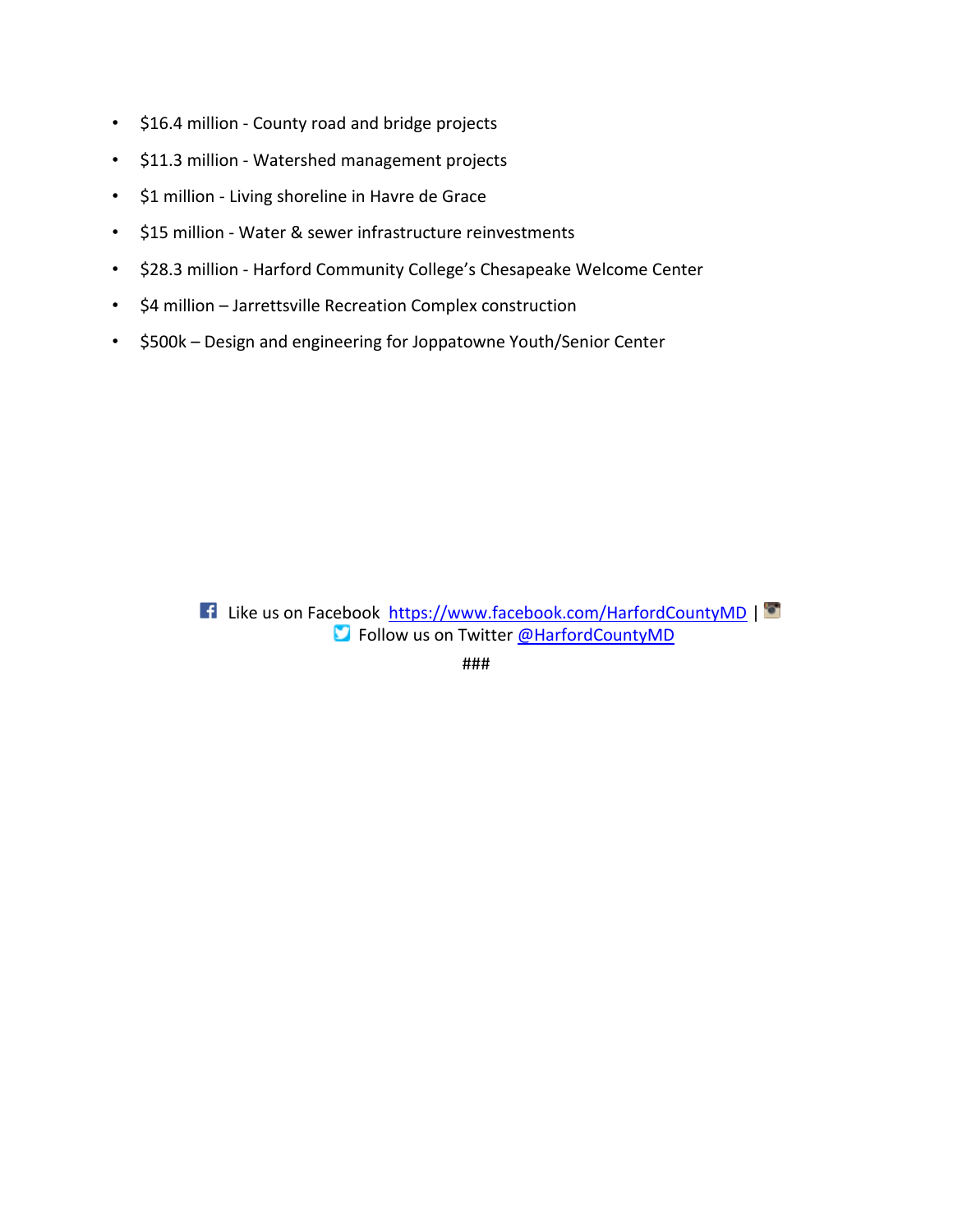- $16.4 million - County road and bridge projects
- $11.3 million - Watershed management projects
- $1 million - Living shoreline in Havre de Grace
- $15 million - Water & sewer infrastructure reinvestments
- $28.3 million - Harford Community College's Chesapeake Welcome Center
- $4 million – Jarrettsville Recreation Complex construction
- $500k – Design and engineering for Joppatowne Youth/Senior Center

Like us on Facebook https://www.facebook.com/HarfordCountyMD |
Follow us on Twitter @HarfordCountyMD

###